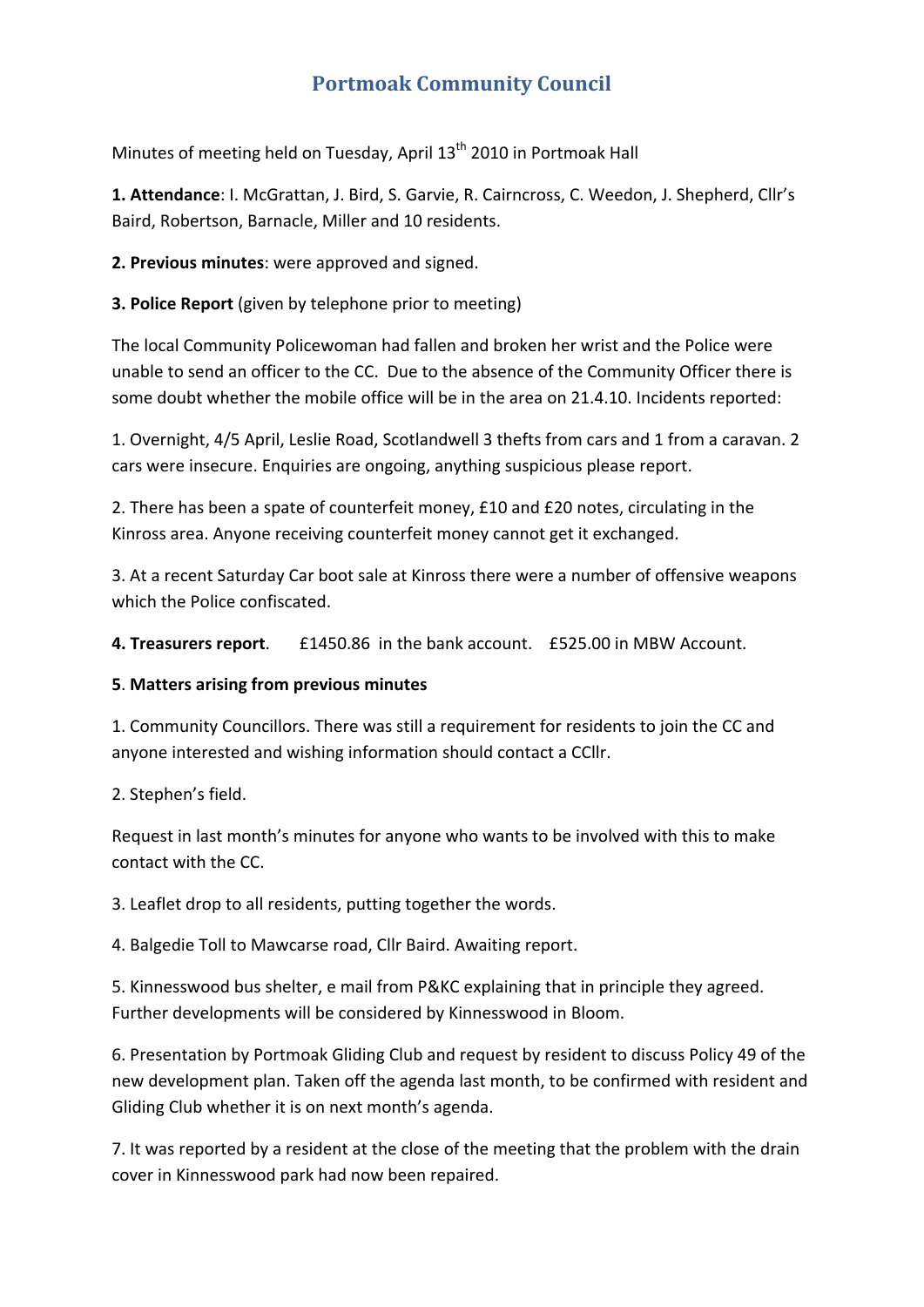# Portmoak Community Council

Minutes of meeting held on Tuesday, April 13th 2010 in Portmoak Hall

**1. Attendance**: I. McGrattan, J. Bird, S. Garvie, R. Cairncross, C. Weedon, J. Shepherd, Cllr's Baird, Robertson, Barnacle, Miller and 10 residents.

**2. Previous minutes**: were approved and signed.

**3. Police Report** (given by telephone prior to meeting)

The local Community Policewoman had fallen and broken her wrist and the Police were unable to send an officer to the CC. Due to the absence of the Community Officer there is some doubt whether the mobile office will be in the area on 21.4.10. Incidents reported:

1. Overnight, 4/5 April, Leslie Road, Scotlandwell 3 thefts from cars and 1 from a caravan. 2 cars were insecure. Enquiries are ongoing, anything suspicious please report.

2. There has been a spate of counterfeit money, £10 and £20 notes, circulating in the Kinross area. Anyone receiving counterfeit money cannot get it exchanged.

3. At a recent Saturday Car boot sale at Kinross there were a number of offensive weapons which the Police confiscated.

**4. Treasurers report**. £1450.86 in the bank account. £525.00 in MBW Account.

**5**. **Matters arising from previous minutes**

1. Community Councillors. There was still a requirement for residents to join the CC and anyone interested and wishing information should contact a CCllr.

2. Stephen's field.

Request in last month's minutes for anyone who wants to be involved with this to make contact with the CC.

3. Leaflet drop to all residents, putting together the words.

4. Balgedie Toll to Mawcarse road, Cllr Baird. Awaiting report.

5. Kinnesswood bus shelter, e mail from P&KC explaining that in principle they agreed. Further developments will be considered by Kinnesswood in Bloom.

6. Presentation by Portmoak Gliding Club and request by resident to discuss Policy 49 of the new development plan. Taken off the agenda last month, to be confirmed with resident and Gliding Club whether it is on next month's agenda.

7. It was reported by a resident at the close of the meeting that the problem with the drain cover in Kinnesswood park had now been repaired.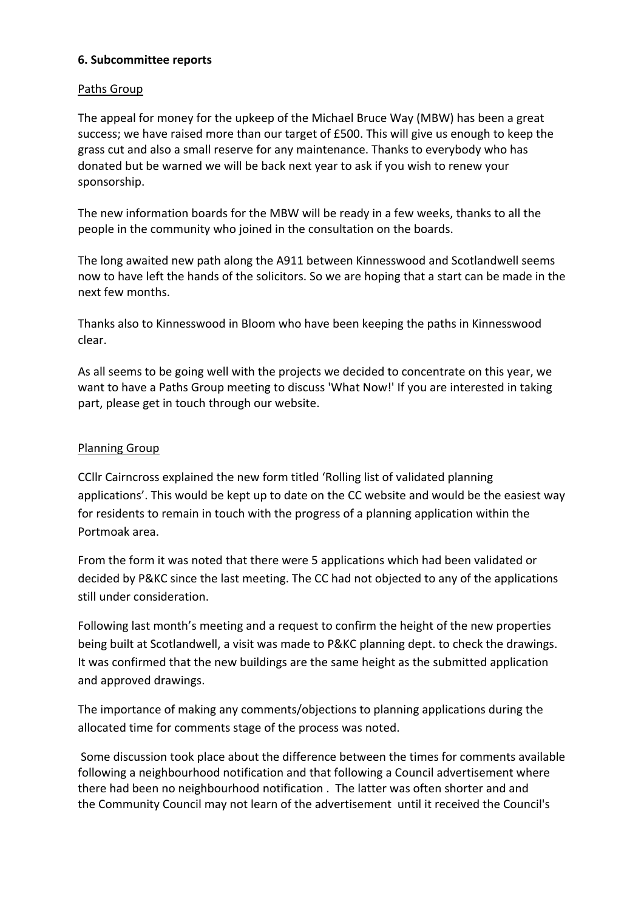**6. Subcommittee reports**

Paths Group

The appeal for money for the upkeep of the Michael Bruce Way (MBW) has been a great success; we have raised more than our target of £500. This will give us enough to keep the grass cut and also a small reserve for any maintenance. Thanks to everybody who has donated but be warned we will be back next year to ask if you wish to renew your sponsorship.

The new information boards for the MBW will be ready in a few weeks, thanks to all the people in the community who joined in the consultation on the boards.

The long awaited new path along the A911 between Kinnesswood and Scotlandwell seems now to have left the hands of the solicitors. So we are hoping that a start can be made in the next few months.

Thanks also to Kinnesswood in Bloom who have been keeping the paths in Kinnesswood clear.

As all seems to be going well with the projects we decided to concentrate on this year, we want to have a Paths Group meeting to discuss 'What Now!' If you are interested in taking part, please get in touch through our website.

Planning Group

CCllr Cairncross explained the new form titled 'Rolling list of validated planning applications'. This would be kept up to date on the CC website and would be the easiest way for residents to remain in touch with the progress of a planning application within the Portmoak area.

From the form it was noted that there were 5 applications which had been validated or decided by P&KC since the last meeting. The CC had not objected to any of the applications still under consideration.

Following last month's meeting and a request to confirm the height of the new properties being built at Scotlandwell, a visit was made to P&KC planning dept. to check the drawings. It was confirmed that the new buildings are the same height as the submitted application and approved drawings.

The importance of making any comments/objections to planning applications during the allocated time for comments stage of the process was noted.

Some discussion took place about the difference between the times for comments available following a neighbourhood notification and that following a Council advertisement where there had been no neighbourhood notification . The latter was often shorter and and the Community Council may not learn of the advertisement until it received the Council's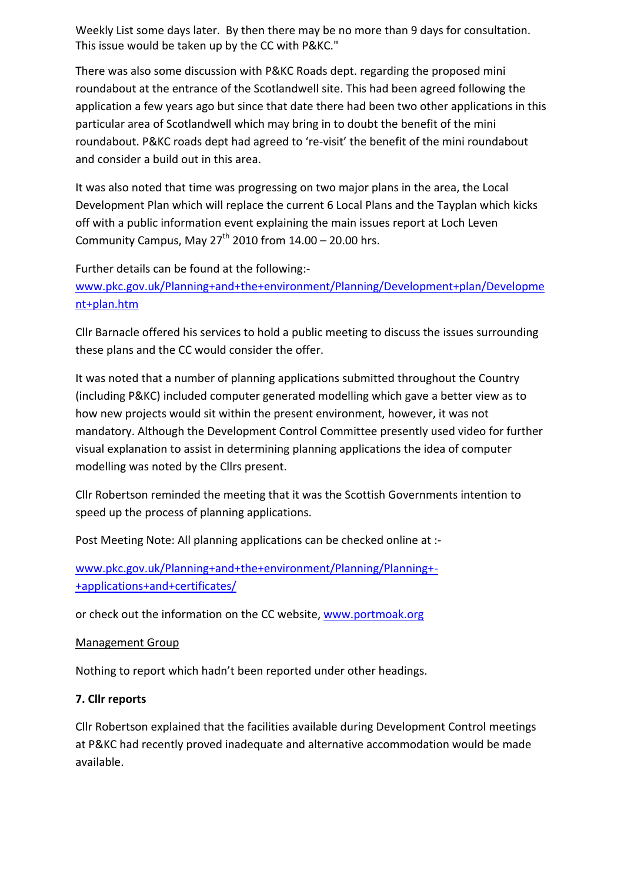Weekly List some days later. By then there may be no more than 9 days for consultation. This issue would be taken up by the CC with P&KC."

There was also some discussion with P&KC Roads dept. regarding the proposed mini roundabout at the entrance of the Scotlandwell site. This had been agreed following the application a few years ago but since that date there had been two other applications in this particular area of Scotlandwell which may bring in to doubt the benefit of the mini roundabout. P&KC roads dept had agreed to 're-visit' the benefit of the mini roundabout and consider a build out in this area.

It was also noted that time was progressing on two major plans in the area, the Local Development Plan which will replace the current 6 Local Plans and the Tayplan which kicks off with a public information event explaining the main issues report at Loch Leven Community Campus, May 27th 2010 from 14.00 – 20.00 hrs.

Further details can be found at the following:-
www.pkc.gov.uk/Planning+and+the+environment/Planning/Development+plan/Development+plan.htm

Cllr Barnacle offered his services to hold a public meeting to discuss the issues surrounding these plans and the CC would consider the offer.

It was noted that a number of planning applications submitted throughout the Country (including P&KC) included computer generated modelling which gave a better view as to how new projects would sit within the present environment, however, it was not mandatory. Although the Development Control Committee presently used video for further visual explanation to assist in determining planning applications the idea of computer modelling was noted by the Cllrs present.

Cllr Robertson reminded the meeting that it was the Scottish Governments intention to speed up the process of planning applications.

Post Meeting Note: All planning applications can be checked online at :-

www.pkc.gov.uk/Planning+and+the+environment/Planning/Planning+-+applications+and+certificates/

or check out the information on the CC website, www.portmoak.org

Management Group

Nothing to report which hadn't been reported under other headings.

**7. Cllr reports**

Cllr Robertson explained that the facilities available during Development Control meetings at P&KC had recently proved inadequate and alternative accommodation would be made available.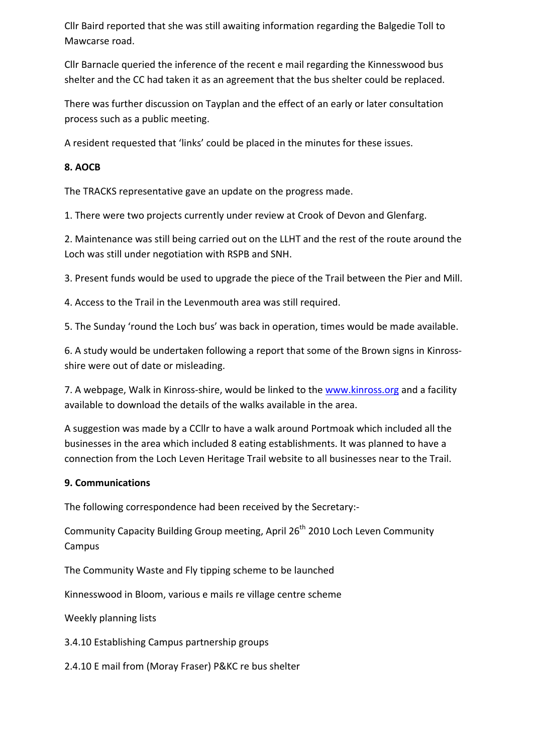Cllr Baird reported that she was still awaiting information regarding the Balgedie Toll to Mawcarse road.

Cllr Barnacle queried the inference of the recent e mail regarding the Kinnesswood bus shelter and the CC had taken it as an agreement that the bus shelter could be replaced.

There was further discussion on Tayplan and the effect of an early or later consultation process such as a public meeting.

A resident requested that 'links' could be placed in the minutes for these issues.

**8. AOCB**

The TRACKS representative gave an update on the progress made.

1. There were two projects currently under review at Crook of Devon and Glenfarg.

2. Maintenance was still being carried out on the LLHT and the rest of the route around the Loch was still under negotiation with RSPB and SNH.

3. Present funds would be used to upgrade the piece of the Trail between the Pier and Mill.

4. Access to the Trail in the Levenmouth area was still required.

5. The Sunday 'round the Loch bus' was back in operation, times would be made available.

6. A study would be undertaken following a report that some of the Brown signs in Kinross-shire were out of date or misleading.

7. A webpage, Walk in Kinross-shire, would be linked to the [www.kinross.org](www.kinross.org) and a facility available to download the details of the walks available in the area.

A suggestion was made by a CCllr to have a walk around Portmoak which included all the businesses in the area which included 8 eating establishments. It was planned to have a connection from the Loch Leven Heritage Trail website to all businesses near to the Trail.

**9. Communications**

The following correspondence had been received by the Secretary:-

Community Capacity Building Group meeting, April 26th 2010 Loch Leven Community Campus

The Community Waste and Fly tipping scheme to be launched

Kinnesswood in Bloom, various e mails re village centre scheme

Weekly planning lists

3.4.10 Establishing Campus partnership groups

2.4.10 E mail from (Moray Fraser) P&KC re bus shelter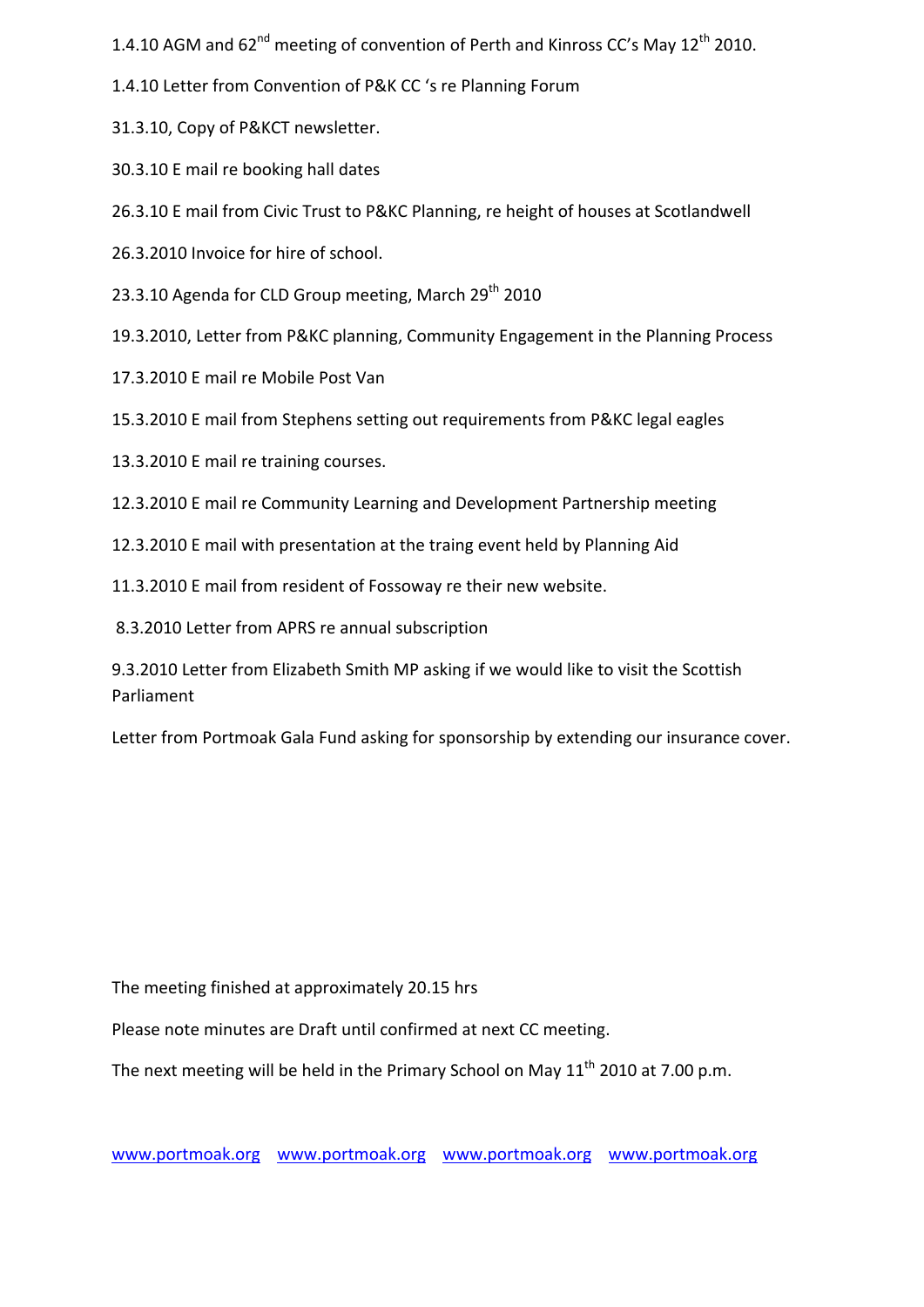1.4.10 AGM and 62nd meeting of convention of Perth and Kinross CC's May 12th 2010.

1.4.10 Letter from Convention of P&K CC 's re Planning Forum

31.3.10, Copy of P&KCT newsletter.

30.3.10 E mail re booking hall dates

26.3.10 E mail from Civic Trust to P&KC Planning, re height of houses at Scotlandwell

26.3.2010 Invoice for hire of school.

23.3.10 Agenda for CLD Group meeting, March 29th 2010

19.3.2010, Letter from P&KC planning, Community Engagement in the Planning Process

17.3.2010 E mail re Mobile Post Van

15.3.2010 E mail from Stephens setting out requirements from P&KC legal eagles

13.3.2010 E mail re training courses.

12.3.2010 E mail re Community Learning and Development Partnership meeting

12.3.2010 E mail with presentation at the traing event held by Planning Aid

11.3.2010 E mail from resident of Fossoway re their new website.

8.3.2010 Letter from APRS re annual subscription

9.3.2010 Letter from Elizabeth Smith MP asking if we would like to visit the Scottish Parliament

Letter from Portmoak Gala Fund asking for sponsorship by extending our insurance cover.

The meeting finished at approximately 20.15 hrs

Please note minutes are Draft until confirmed at next CC meeting.

The next meeting will be held in the Primary School on May 11th 2010 at 7.00 p.m.

www.portmoak.org www.portmoak.org www.portmoak.org www.portmoak.org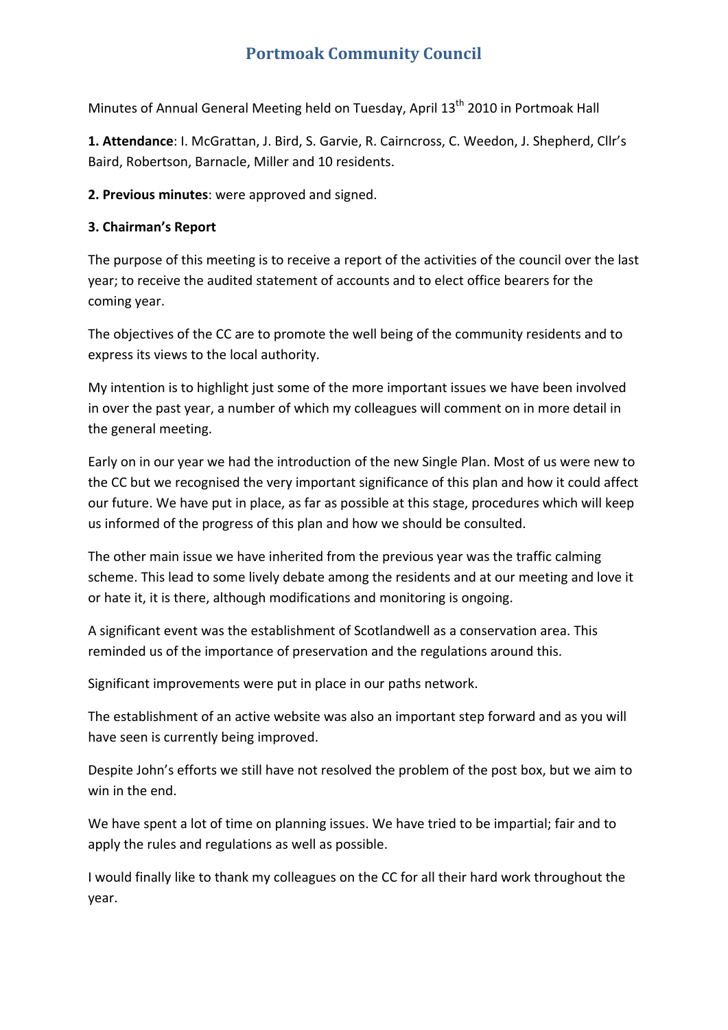# Portmoak Community Council

Minutes of Annual General Meeting held on Tuesday, April 13th 2010 in Portmoak Hall

**1. Attendance**: I. McGrattan, J. Bird, S. Garvie, R. Cairncross, C. Weedon, J. Shepherd, Cllr's Baird, Robertson, Barnacle, Miller and 10 residents.

**2. Previous minutes**: were approved and signed.

**3. Chairman's Report**

The purpose of this meeting is to receive a report of the activities of the council over the last year; to receive the audited statement of accounts and to elect office bearers for the coming year.

The objectives of the CC are to promote the well being of the community residents and to express its views to the local authority.

My intention is to highlight just some of the more important issues we have been involved in over the past year, a number of which my colleagues will comment on in more detail in the general meeting.

Early on in our year we had the introduction of the new Single Plan. Most of us were new to the CC but we recognised the very important significance of this plan and how it could affect our future. We have put in place, as far as possible at this stage, procedures which will keep us informed of the progress of this plan and how we should be consulted.

The other main issue we have inherited from the previous year was the traffic calming scheme. This lead to some lively debate among the residents and at our meeting and love it or hate it, it is there, although modifications and monitoring is ongoing.

A significant event was the establishment of Scotlandwell as a conservation area. This reminded us of the importance of preservation and the regulations around this.

Significant improvements were put in place in our paths network.

The establishment of an active website was also an important step forward and as you will have seen is currently being improved.

Despite John's efforts we still have not resolved the problem of the post box, but we aim to win in the end.

We have spent a lot of time on planning issues. We have tried to be impartial; fair and to apply the rules and regulations as well as possible.

I would finally like to thank my colleagues on the CC for all their hard work throughout the year.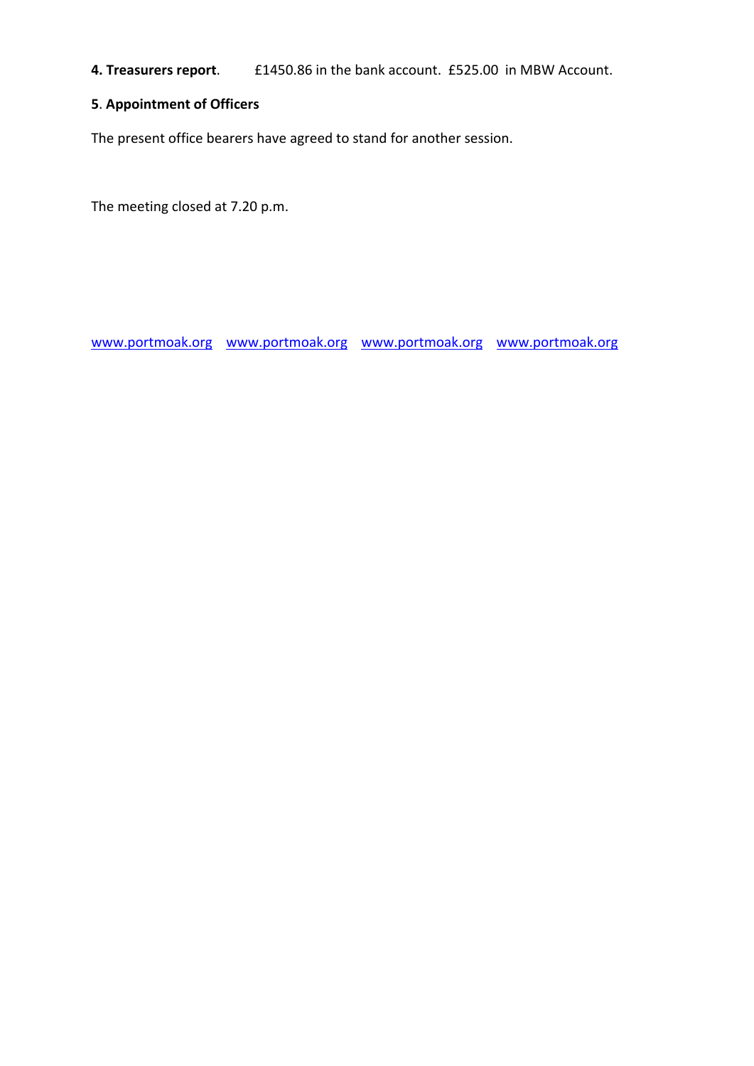**4. Treasurers report**. £1450.86 in the bank account. £525.00 in MBW Account.

**5**. **Appointment of Officers**

The present office bearers have agreed to stand for another session.

The meeting closed at 7.20 p.m.

www.portmoak.org www.portmoak.org www.portmoak.org www.portmoak.org